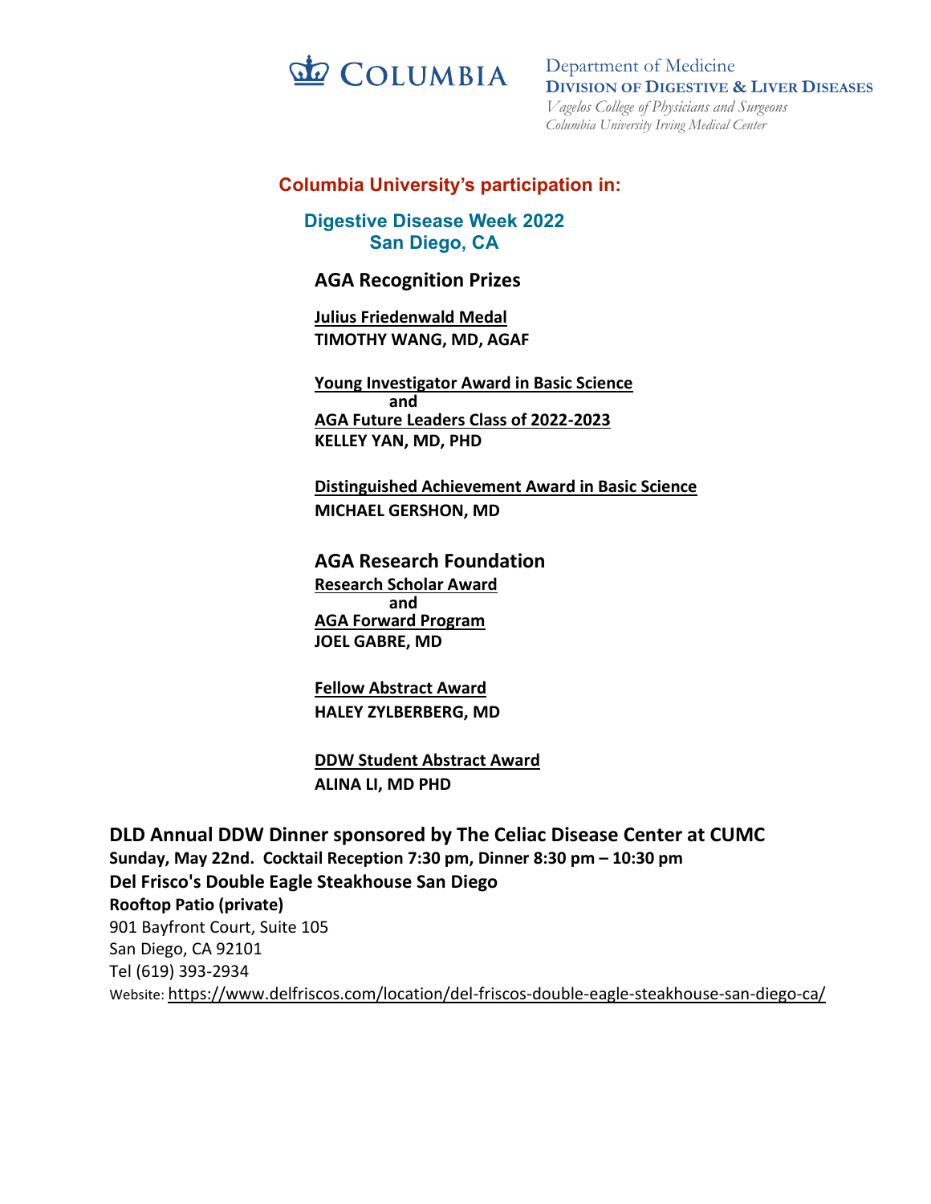COLUMBIA

Department of Medicine
**DIVISION OF DIGESTIVE & LIVER DISEASES**
*Vagelos College of Physicians and Surgeons*
*Columbia University Irving Medical Center*

## Columbia University's participation in:

## Digestive Disease Week 2022
## San Diego, CA

### AGA Recognition Prizes

**Julius Friedenwald Medal**
**TIMOTHY WANG, MD, AGAF**

**Young Investigator Award in Basic Science**
**and**
**AGA Future Leaders Class of 2022-2023**
**KELLEY YAN, MD, PHD**

**Distinguished Achievement Award in Basic Science**
**MICHAEL GERSHON, MD**

### AGA Research Foundation

**Research Scholar Award**
**and**
**AGA Forward Program**
**JOEL GABRE, MD**

**Fellow Abstract Award**
**HALEY ZYLBERBERG, MD**

**DDW Student Abstract Award**
**ALINA LI, MD PHD**

### DLD Annual DDW Dinner sponsored by The Celiac Disease Center at CUMC

**Sunday, May 22nd. Cocktail Reception 7:30 pm, Dinner 8:30 pm – 10:30 pm**
**Del Frisco's Double Eagle Steakhouse San Diego**
**Rooftop Patio (private)**
901 Bayfront Court, Suite 105
San Diego, CA 92101
Tel (619) 393-2934
Website: https://www.delfriscos.com/location/del-friscos-double-eagle-steakhouse-san-diego-ca/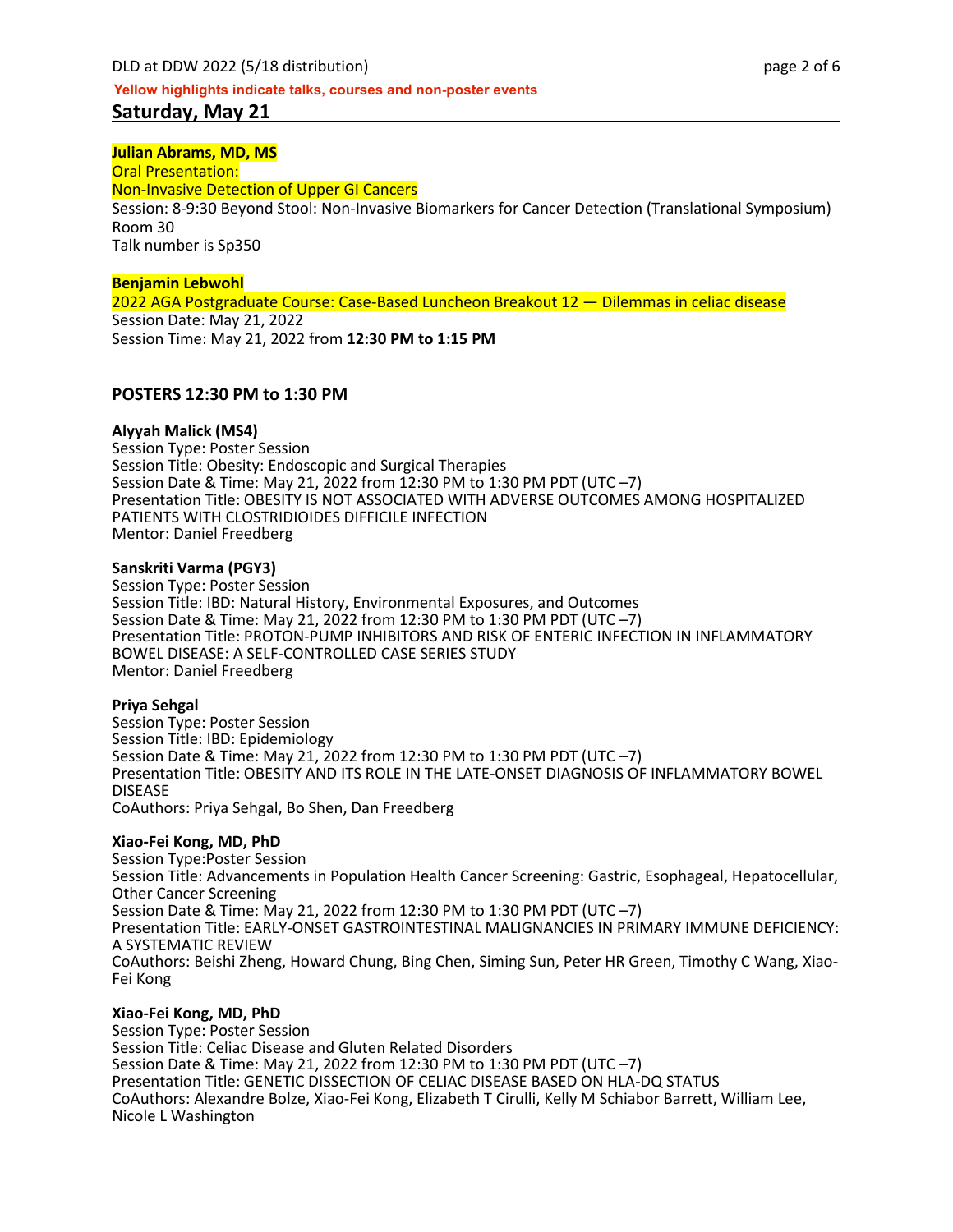**Yellow highlights indicate talks, courses and non-poster events**

## Saturday, May 21

**Julian Abrams, MD, MS**
Oral Presentation:
Non-Invasive Detection of Upper GI Cancers
Session: 8-9:30 Beyond Stool: Non-Invasive Biomarkers for Cancer Detection (Translational Symposium)
Room 30
Talk number is Sp350

**Benjamin Lebwohl**
2022 AGA Postgraduate Course: Case-Based Luncheon Breakout 12 — Dilemmas in celiac disease
Session Date: May 21, 2022
Session Time: May 21, 2022 from **12:30 PM to 1:15 PM**

### POSTERS 12:30 PM to 1:30 PM

**Alyyah Malick (MS4)**
Session Type: Poster Session
Session Title: Obesity: Endoscopic and Surgical Therapies
Session Date & Time: May 21, 2022 from 12:30 PM to 1:30 PM PDT (UTC –7)
Presentation Title: OBESITY IS NOT ASSOCIATED WITH ADVERSE OUTCOMES AMONG HOSPITALIZED PATIENTS WITH CLOSTRIDIOIDES DIFFICILE INFECTION
Mentor: Daniel Freedberg

**Sanskriti Varma (PGY3)**
Session Type: Poster Session
Session Title: IBD: Natural History, Environmental Exposures, and Outcomes
Session Date & Time: May 21, 2022 from 12:30 PM to 1:30 PM PDT (UTC –7)
Presentation Title: PROTON-PUMP INHIBITORS AND RISK OF ENTERIC INFECTION IN INFLAMMATORY BOWEL DISEASE: A SELF-CONTROLLED CASE SERIES STUDY
Mentor: Daniel Freedberg

**Priya Sehgal**
Session Type: Poster Session
Session Title: IBD: Epidemiology
Session Date & Time: May 21, 2022 from 12:30 PM to 1:30 PM PDT (UTC –7)
Presentation Title: OBESITY AND ITS ROLE IN THE LATE-ONSET DIAGNOSIS OF INFLAMMATORY BOWEL DISEASE
CoAuthors: Priya Sehgal, Bo Shen, Dan Freedberg

**Xiao-Fei Kong, MD, PhD**
Session Type:Poster Session
Session Title: Advancements in Population Health Cancer Screening: Gastric, Esophageal, Hepatocellular, Other Cancer Screening
Session Date & Time: May 21, 2022 from 12:30 PM to 1:30 PM PDT (UTC –7)
Presentation Title: EARLY-ONSET GASTROINTESTINAL MALIGNANCIES IN PRIMARY IMMUNE DEFICIENCY: A SYSTEMATIC REVIEW
CoAuthors: Beishi Zheng, Howard Chung, Bing Chen, Siming Sun, Peter HR Green, Timothy C Wang, Xiao-Fei Kong

**Xiao-Fei Kong, MD, PhD**
Session Type: Poster Session
Session Title: Celiac Disease and Gluten Related Disorders
Session Date & Time: May 21, 2022 from 12:30 PM to 1:30 PM PDT (UTC –7)
Presentation Title: GENETIC DISSECTION OF CELIAC DISEASE BASED ON HLA-DQ STATUS
CoAuthors: Alexandre Bolze, Xiao-Fei Kong, Elizabeth T Cirulli, Kelly M Schiabor Barrett, William Lee, Nicole L Washington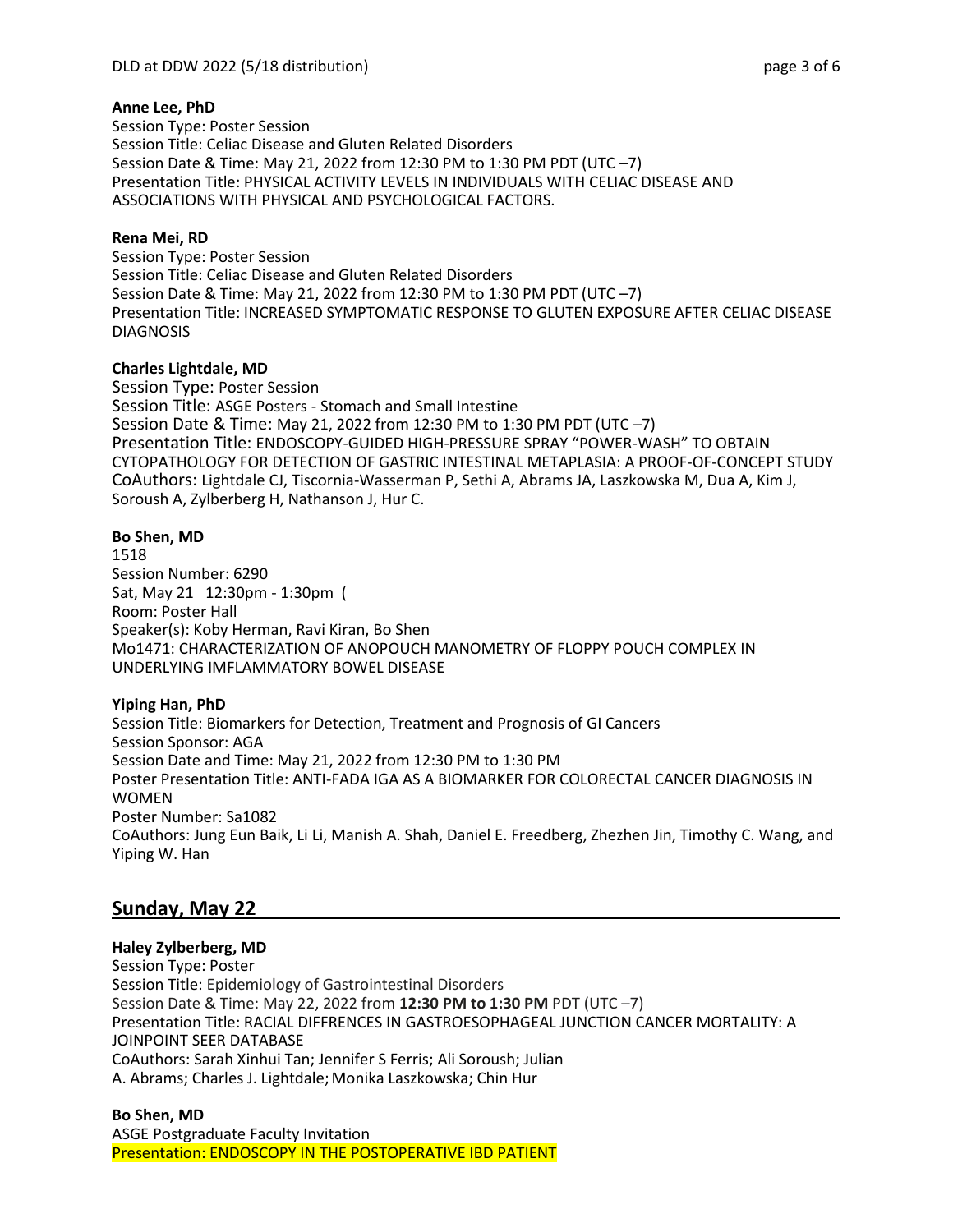**Anne Lee, PhD**
Session Type: Poster Session
Session Title: Celiac Disease and Gluten Related Disorders
Session Date & Time: May 21, 2022 from 12:30 PM to 1:30 PM PDT (UTC –7)
Presentation Title: PHYSICAL ACTIVITY LEVELS IN INDIVIDUALS WITH CELIAC DISEASE AND ASSOCIATIONS WITH PHYSICAL AND PSYCHOLOGICAL FACTORS.

**Rena Mei, RD**
Session Type: Poster Session
Session Title: Celiac Disease and Gluten Related Disorders
Session Date & Time: May 21, 2022 from 12:30 PM to 1:30 PM PDT (UTC –7)
Presentation Title: INCREASED SYMPTOMATIC RESPONSE TO GLUTEN EXPOSURE AFTER CELIAC DISEASE DIAGNOSIS

**Charles Lightdale, MD**
Session Type: Poster Session
Session Title: ASGE Posters - Stomach and Small Intestine
Session Date & Time: May 21, 2022 from 12:30 PM to 1:30 PM PDT (UTC –7)
Presentation Title: ENDOSCOPY-GUIDED HIGH-PRESSURE SPRAY "POWER-WASH" TO OBTAIN CYTOPATHOLOGY FOR DETECTION OF GASTRIC INTESTINAL METAPLASIA: A PROOF-OF-CONCEPT STUDY
CoAuthors: Lightdale CJ, Tiscornia-Wasserman P, Sethi A, Abrams JA, Laszkowska M, Dua A, Kim J, Soroush A, Zylberberg H, Nathanson J, Hur C.

**Bo Shen, MD**
1518
Session Number: 6290
Sat, May 21 12:30pm - 1:30pm (
Room: Poster Hall
Speaker(s): Koby Herman, Ravi Kiran, Bo Shen
Mo1471: CHARACTERIZATION OF ANOPOUCH MANOMETRY OF FLOPPY POUCH COMPLEX IN UNDERLYING IMFLAMMATORY BOWEL DISEASE

**Yiping Han, PhD**
Session Title: Biomarkers for Detection, Treatment and Prognosis of GI Cancers
Session Sponsor: AGA
Session Date and Time: May 21, 2022 from 12:30 PM to 1:30 PM
Poster Presentation Title: ANTI-FADA IGA AS A BIOMARKER FOR COLORECTAL CANCER DIAGNOSIS IN WOMEN
Poster Number: Sa1082
CoAuthors: Jung Eun Baik, Li Li, Manish A. Shah, Daniel E. Freedberg, Zhezhen Jin, Timothy C. Wang, and Yiping W. Han

## Sunday, May 22

**Haley Zylberberg, MD**
Session Type: Poster
Session Title: Epidemiology of Gastrointestinal Disorders
Session Date & Time: May 22, 2022 from **12:30 PM to 1:30 PM** PDT (UTC –7)
Presentation Title: RACIAL DIFFRENCES IN GASTROESOPHAGEAL JUNCTION CANCER MORTALITY: A JOINPOINT SEER DATABASE
CoAuthors: Sarah Xinhui Tan; Jennifer S Ferris; Ali Soroush; Julian A. Abrams; Charles J. Lightdale; Monika Laszkowska; Chin Hur

**Bo Shen, MD**
ASGE Postgraduate Faculty Invitation
Presentation: ENDOSCOPY IN THE POSTOPERATIVE IBD PATIENT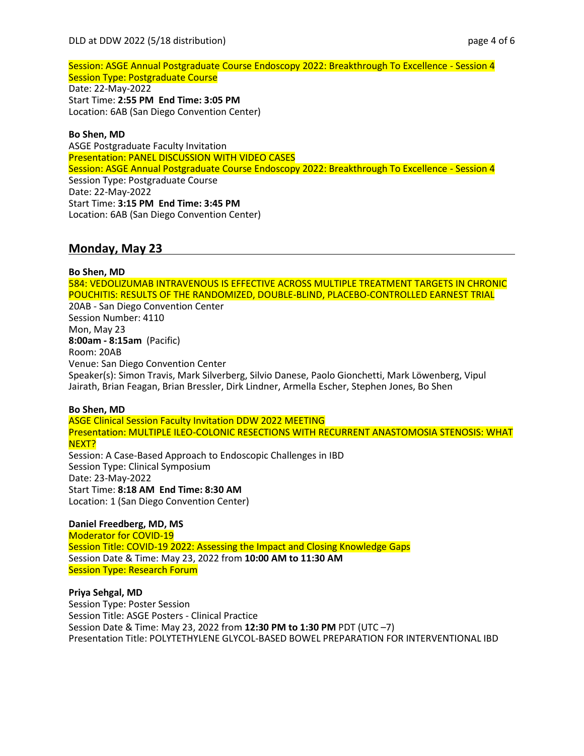Session: ASGE Annual Postgraduate Course Endoscopy 2022: Breakthrough To Excellence - Session 4
Session Type: Postgraduate Course
Date: 22-May-2022
Start Time: **2:55 PM End Time: 3:05 PM**
Location: 6AB (San Diego Convention Center)

**Bo Shen, MD**
ASGE Postgraduate Faculty Invitation
Presentation: PANEL DISCUSSION WITH VIDEO CASES
Session: ASGE Annual Postgraduate Course Endoscopy 2022: Breakthrough To Excellence - Session 4
Session Type: Postgraduate Course
Date: 22-May-2022
Start Time: **3:15 PM End Time: 3:45 PM**
Location: 6AB (San Diego Convention Center)

## Monday, May 23

**Bo Shen, MD**
584: VEDOLIZUMAB INTRAVENOUS IS EFFECTIVE ACROSS MULTIPLE TREATMENT TARGETS IN CHRONIC POUCHITIS: RESULTS OF THE RANDOMIZED, DOUBLE-BLIND, PLACEBO-CONTROLLED EARNEST TRIAL
20AB - San Diego Convention Center
Session Number: 4110
Mon, May 23
**8:00am - 8:15am** (Pacific)
Room: 20AB
Venue: San Diego Convention Center
Speaker(s): Simon Travis, Mark Silverberg, Silvio Danese, Paolo Gionchetti, Mark Löwenberg, Vipul Jairath, Brian Feagan, Brian Bressler, Dirk Lindner, Armella Escher, Stephen Jones, Bo Shen

**Bo Shen, MD**
ASGE Clinical Session Faculty Invitation DDW 2022 MEETING
Presentation: MULTIPLE ILEO-COLONIC RESECTIONS WITH RECURRENT ANASTOMOSIA STENOSIS: WHAT NEXT?
Session: A Case-Based Approach to Endoscopic Challenges in IBD
Session Type: Clinical Symposium
Date: 23-May-2022
Start Time: **8:18 AM End Time: 8:30 AM**
Location: 1 (San Diego Convention Center)

**Daniel Freedberg, MD, MS**
Moderator for COVID-19
Session Title: COVID-19 2022: Assessing the Impact and Closing Knowledge Gaps
Session Date & Time: May 23, 2022 from **10:00 AM to 11:30 AM**
Session Type: Research Forum

**Priya Sehgal, MD**
Session Type: Poster Session
Session Title: ASGE Posters - Clinical Practice
Session Date & Time: May 23, 2022 from **12:30 PM to 1:30 PM** PDT (UTC –7)
Presentation Title: POLYTETHYLENE GLYCOL-BASED BOWEL PREPARATION FOR INTERVENTIONAL IBD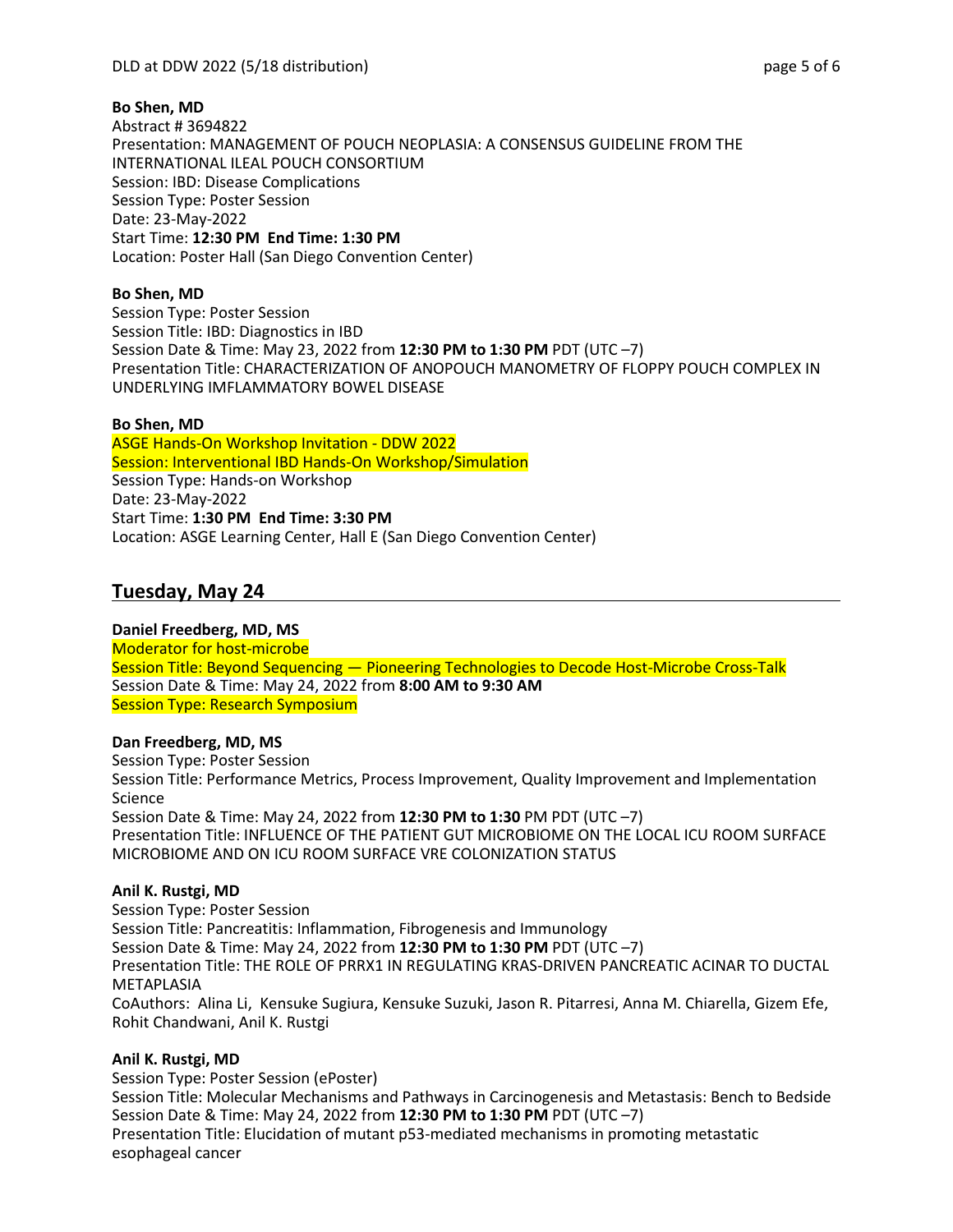**Bo Shen, MD**
Abstract # 3694822
Presentation: MANAGEMENT OF POUCH NEOPLASIA: A CONSENSUS GUIDELINE FROM THE INTERNATIONAL ILEAL POUCH CONSORTIUM
Session: IBD: Disease Complications
Session Type: Poster Session
Date: 23-May-2022
Start Time: **12:30 PM End Time: 1:30 PM**
Location: Poster Hall (San Diego Convention Center)

**Bo Shen, MD**
Session Type: Poster Session
Session Title: IBD: Diagnostics in IBD
Session Date & Time: May 23, 2022 from **12:30 PM to 1:30 PM** PDT (UTC –7)
Presentation Title: CHARACTERIZATION OF ANOPOUCH MANOMETRY OF FLOPPY POUCH COMPLEX IN UNDERLYING IMFLAMMATORY BOWEL DISEASE

**Bo Shen, MD**
ASGE Hands-On Workshop Invitation - DDW 2022
Session: Interventional IBD Hands-On Workshop/Simulation
Session Type: Hands-on Workshop
Date: 23-May-2022
Start Time: **1:30 PM End Time: 3:30 PM**
Location: ASGE Learning Center, Hall E (San Diego Convention Center)

## Tuesday, May 24

**Daniel Freedberg, MD, MS**
Moderator for host-microbe
Session Title: Beyond Sequencing — Pioneering Technologies to Decode Host-Microbe Cross-Talk
Session Date & Time: May 24, 2022 from **8:00 AM to 9:30 AM**
Session Type: Research Symposium

**Dan Freedberg, MD, MS**
Session Type: Poster Session
Session Title: Performance Metrics, Process Improvement, Quality Improvement and Implementation Science
Session Date & Time: May 24, 2022 from **12:30 PM to 1:30** PM PDT (UTC –7)
Presentation Title: INFLUENCE OF THE PATIENT GUT MICROBIOME ON THE LOCAL ICU ROOM SURFACE MICROBIOME AND ON ICU ROOM SURFACE VRE COLONIZATION STATUS

**Anil K. Rustgi, MD**
Session Type: Poster Session
Session Title: Pancreatitis: Inflammation, Fibrogenesis and Immunology
Session Date & Time: May 24, 2022 from **12:30 PM to 1:30 PM** PDT (UTC –7)
Presentation Title: THE ROLE OF PRRX1 IN REGULATING KRAS-DRIVEN PANCREATIC ACINAR TO DUCTAL METAPLASIA
CoAuthors: Alina Li, Kensuke Sugiura, Kensuke Suzuki, Jason R. Pitarresi, Anna M. Chiarella, Gizem Efe, Rohit Chandwani, Anil K. Rustgi

**Anil K. Rustgi, MD**
Session Type: Poster Session (ePoster)
Session Title: Molecular Mechanisms and Pathways in Carcinogenesis and Metastasis: Bench to Bedside
Session Date & Time: May 24, 2022 from **12:30 PM to 1:30 PM** PDT (UTC –7)
Presentation Title: Elucidation of mutant p53-mediated mechanisms in promoting metastatic esophageal cancer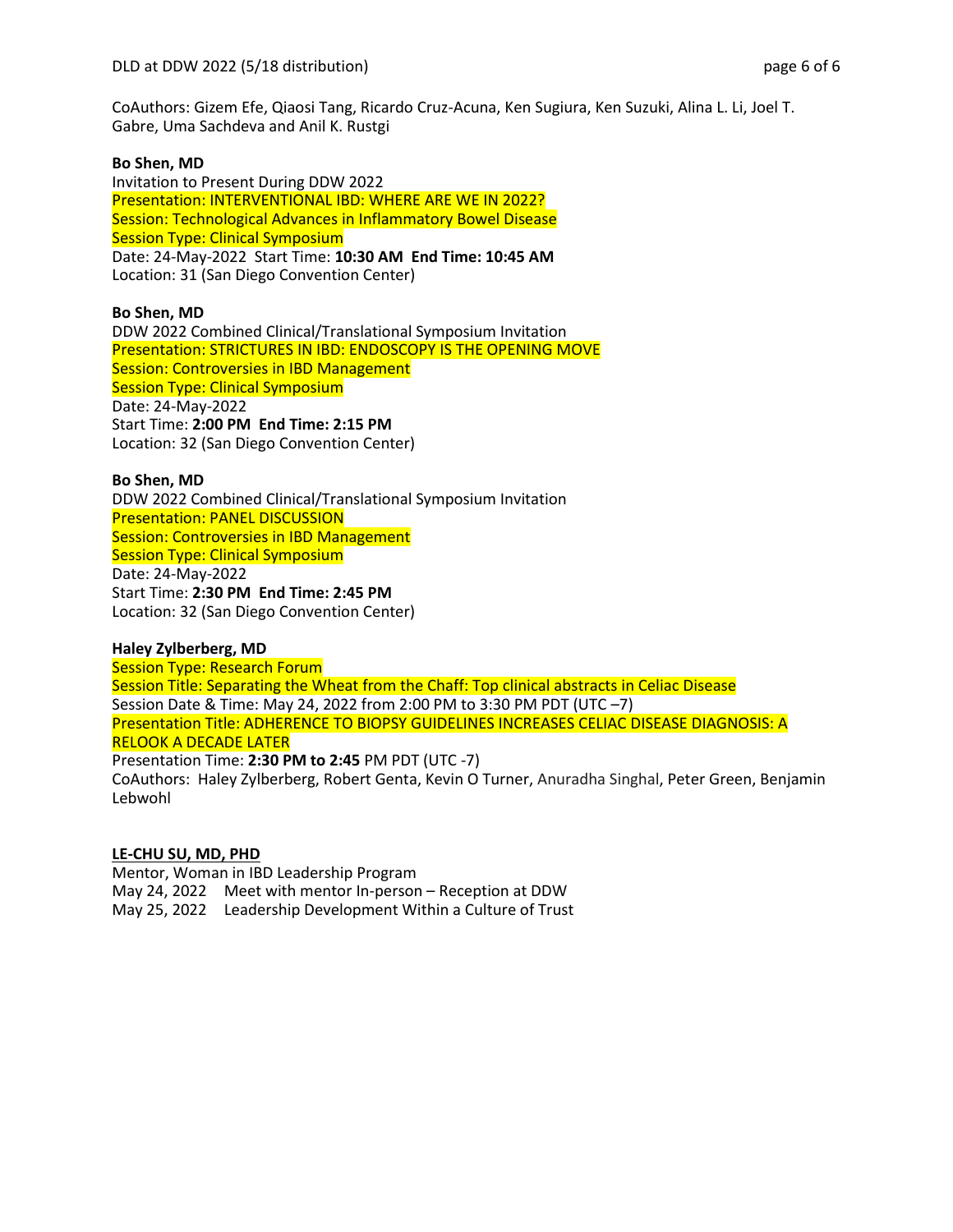CoAuthors: Gizem Efe, Qiaosi Tang, Ricardo Cruz-Acuna, Ken Sugiura, Ken Suzuki, Alina L. Li, Joel T. Gabre, Uma Sachdeva and Anil K. Rustgi

**Bo Shen, MD**
Invitation to Present During DDW 2022
Presentation: INTERVENTIONAL IBD: WHERE ARE WE IN 2022?
Session: Technological Advances in Inflammatory Bowel Disease
Session Type: Clinical Symposium
Date: 24-May-2022 Start Time: **10:30 AM End Time: 10:45 AM**
Location: 31 (San Diego Convention Center)

**Bo Shen, MD**
DDW 2022 Combined Clinical/Translational Symposium Invitation
Presentation: STRICTURES IN IBD: ENDOSCOPY IS THE OPENING MOVE
Session: Controversies in IBD Management
Session Type: Clinical Symposium
Date: 24-May-2022
Start Time: **2:00 PM End Time: 2:15 PM**
Location: 32 (San Diego Convention Center)

**Bo Shen, MD**
DDW 2022 Combined Clinical/Translational Symposium Invitation
Presentation: PANEL DISCUSSION
Session: Controversies in IBD Management
Session Type: Clinical Symposium
Date: 24-May-2022
Start Time: **2:30 PM End Time: 2:45 PM**
Location: 32 (San Diego Convention Center)

**Haley Zylberberg, MD**
Session Type: Research Forum
Session Title: Separating the Wheat from the Chaff: Top clinical abstracts in Celiac Disease
Session Date & Time: May 24, 2022 from 2:00 PM to 3:30 PM PDT (UTC –7)
Presentation Title: ADHERENCE TO BIOPSY GUIDELINES INCREASES CELIAC DISEASE DIAGNOSIS: A RELOOK A DECADE LATER
Presentation Time: **2:30 PM to 2:45** PM PDT (UTC -7)
CoAuthors: Haley Zylberberg, Robert Genta, Kevin O Turner, Anuradha Singhal, Peter Green, Benjamin Lebwohl

**LE-CHU SU, MD, PHD**
Mentor, Woman in IBD Leadership Program
May 24, 2022 Meet with mentor In-person – Reception at DDW
May 25, 2022 Leadership Development Within a Culture of Trust